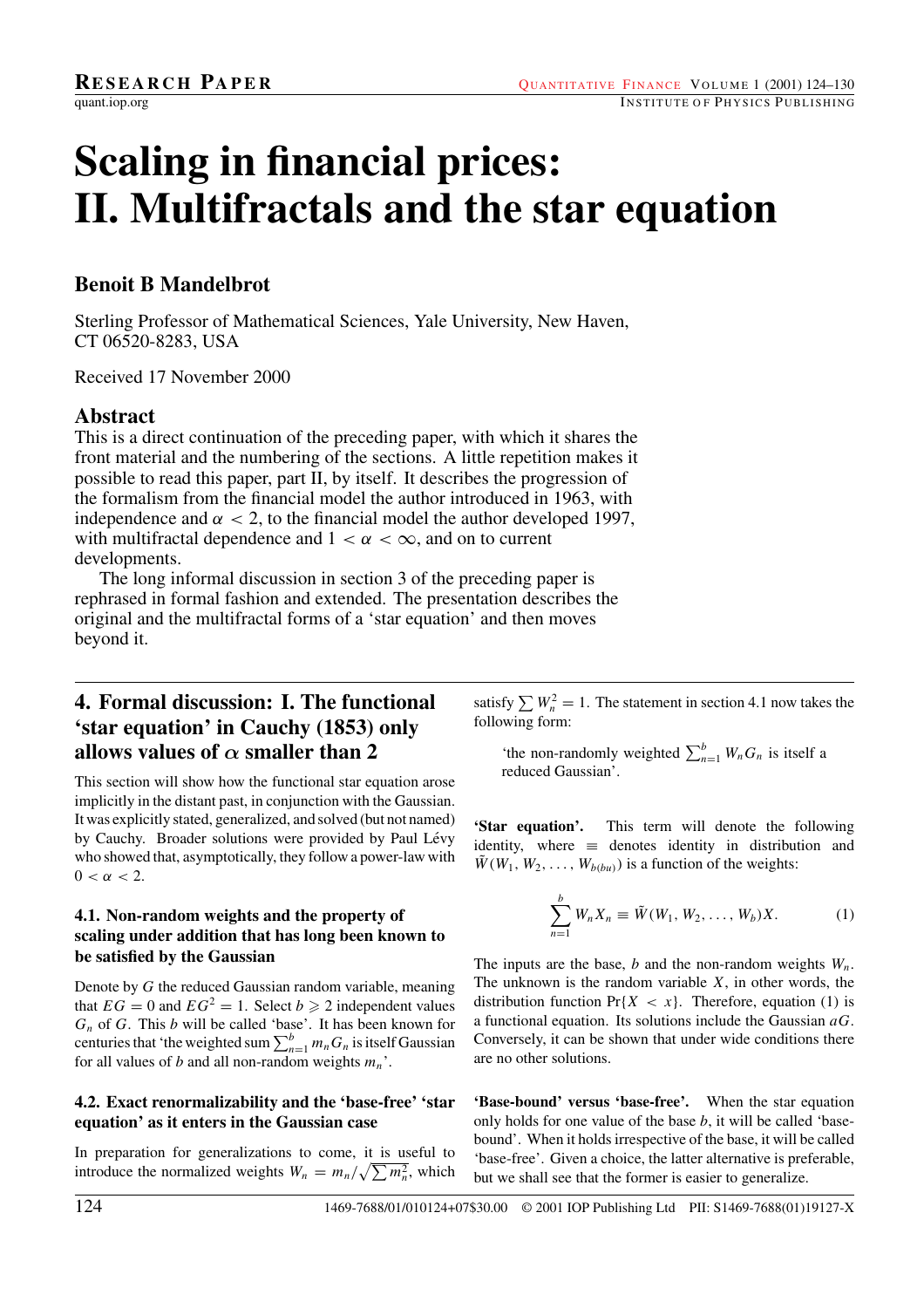# Scaling in financial prices: II. Multifractals and the star equation

**Benoit B Mandelbrot**

Sterling Professor of Mathematical Sciences, Yale University, New Haven, CT 06520-8283, USA

Received 17 November 2000

## Abstract

This is a direct continuation of the preceding paper, with which it shares the front material and the numbering of the sections. A little repetition makes it possible to read this paper, part II, by itself. It describes the progression of the formalism from the financial model the author introduced in 1963, with independence and $\alpha < 2$, to the financial model the author developed 1997, with multifractal dependence and $1 < \alpha < \infty$, and on to current developments.

The long informal discussion in section 3 of the preceding paper is rephrased in formal fashion and extended. The presentation describes the original and the multifractal forms of a 'star equation' and then moves beyond it.

## 4. Formal discussion: I. The functional 'star equation' in Cauchy (1853) only allows values of $\alpha$ smaller than 2

This section will show how the functional star equation arose implicitly in the distant past, in conjunction with the Gaussian. It was explicitly stated, generalized, and solved (but not named) by Cauchy. Broader solutions were provided by Paul Lévy who showed that, asymptotically, they follow a power-law with $0 < \alpha < 2$.

### 4.1. Non-random weights and the property of scaling under addition that has long been known to be satisfied by the Gaussian

Denote by $G$ the reduced Gaussian random variable, meaning that $EG = 0$ and $EG^2 = 1$. Select $b \geqslant 2$ independent values $G_n$ of $G$. This $b$ will be called 'base'. It has been known for centuries that 'the weighted sum $\sum_{n=1}^{b} m_n G_n$ is itself Gaussian for all values of $b$ and all non-random weights $m_n$'.

### 4.2. Exact renormalizability and the 'base-free' 'star equation' as it enters in the Gaussian case

In preparation for generalizations to come, it is useful to introduce the normalized weights $W_n = m_n/\sqrt{\sum m_n^2}$, which satisfy $\sum W_n^2 = 1$. The statement in section 4.1 now takes the following form:

> 'the non-randomly weighted $\sum_{n=1}^{b} W_n G_n$ is itself a reduced Gaussian'.

**'Star equation'.** This term will denote the following identity, where $\equiv$ denotes identity in distribution and $\tilde{W}(W_1, W_2, \ldots, W_{b(bu)})$ is a function of the weights:

$$\sum_{n=1}^{b} W_n X_n \equiv \tilde{W}(W_1, W_2, \ldots, W_b) X. \tag{1}$$

The inputs are the base, $b$ and the non-random weights $W_n$. The unknown is the random variable $X$, in other words, the distribution function $\Pr\{X < x\}$. Therefore, equation (1) is a functional equation. Its solutions include the Gaussian $aG$. Conversely, it can be shown that under wide conditions there are no other solutions.

**'Base-bound' versus 'base-free'.** When the star equation only holds for one value of the base $b$, it will be called 'base-bound'. When it holds irrespective of the base, it will be called 'base-free'. Given a choice, the latter alternative is preferable, but we shall see that the former is easier to generalize.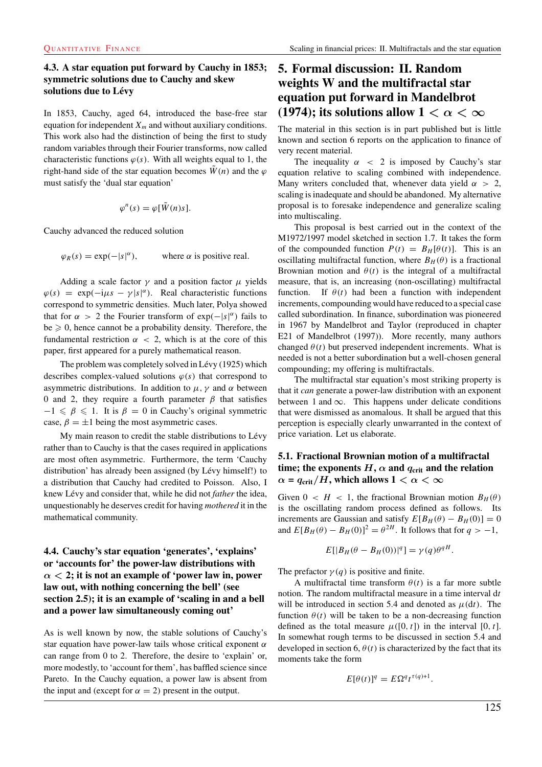### 4.3. A star equation put forward by Cauchy in 1853; symmetric solutions due to Cauchy and skew solutions due to Lévy

In 1853, Cauchy, aged 64, introduced the base-free star equation for independent $X_m$ and without auxiliary conditions. This work also had the distinction of being the first to study random variables through their Fourier transforms, now called characteristic functions $\varphi(s)$. With all weights equal to 1, the right-hand side of the star equation becomes $\tilde{W}(n)$ and the $\varphi$ must satisfy the 'dual star equation'

$$\varphi^n(s) = \varphi[\tilde{W}(n)s].$$

Cauchy advanced the reduced solution

$$\varphi_R(s) = \exp(-|s|^\alpha), \qquad \text{where } \alpha \text{ is positive real.}$$

Adding a scale factor $\gamma$ and a position factor $\mu$ yields $\varphi(s) = \exp(-i\mu s - \gamma|s|^\alpha)$. Real characteristic functions correspond to symmetric densities. Much later, Polya showed that for $\alpha > 2$ the Fourier transform of $\exp(-|s|^\alpha)$ fails to be $\geqslant 0$, hence cannot be a probability density. Therefore, the fundamental restriction $\alpha < 2$, which is at the core of this paper, first appeared for a purely mathematical reason.

The problem was completely solved in Lévy (1925) which describes complex-valued solutions $\varphi(s)$ that correspond to asymmetric distributions. In addition to $\mu$, $\gamma$ and $\alpha$ between 0 and 2, they require a fourth parameter $\beta$ that satisfies $-1 \leqslant \beta \leqslant 1$. It is $\beta = 0$ in Cauchy's original symmetric case, $\beta = \pm 1$ being the most asymmetric cases.

My main reason to credit the stable distributions to Lévy rather than to Cauchy is that the cases required in applications are most often asymmetric. Furthermore, the term 'Cauchy distribution' has already been assigned (by Lévy himself!) to a distribution that Cauchy had credited to Poisson. Also, I knew Lévy and consider that, while he did not *father* the idea, unquestionably he deserves credit for having *mothered* it in the mathematical community.

### 4.4. Cauchy's star equation 'generates', 'explains' or 'accounts for' the power-law distributions with $\alpha < 2$; it is not an example of 'power law in, power law out, with nothing concerning the bell' (see section 2.5); it is an example of 'scaling in and a bell and a power law simultaneously coming out'

As is well known by now, the stable solutions of Cauchy's star equation have power-law tails whose critical exponent $\alpha$ can range from 0 to 2. Therefore, the desire to 'explain' or, more modestly, to 'account for them', has baffled science since Pareto. In the Cauchy equation, a power law is absent from the input and (except for $\alpha = 2$) present in the output.

## 5. Formal discussion: II. Random weights W and the multifractal star equation put forward in Mandelbrot (1974); its solutions allow $1 < \alpha < \infty$

The material in this section is in part published but is little known and section 6 reports on the application to finance of very recent material.

The inequality $\alpha < 2$ is imposed by Cauchy's star equation relative to scaling combined with independence. Many writers concluded that, whenever data yield $\alpha > 2$, scaling is inadequate and should be abandoned. My alternative proposal is to foresake independence and generalize scaling into multiscaling.

This proposal is best carried out in the context of the M1972/1997 model sketched in section 1.7. It takes the form of the compounded function $P(t) = B_H[\theta(t)]$. This is an oscillating multifractal function, where $B_H(\theta)$ is a fractional Brownian motion and $\theta(t)$ is the integral of a multifractal measure, that is, an increasing (non-oscillating) multifractal function. If $\theta(t)$ had been a function with independent increments, compounding would have reduced to a special case called subordination. In finance, subordination was pioneered in 1967 by Mandelbrot and Taylor (reproduced in chapter E21 of Mandelbrot (1997)). More recently, many authors changed $\theta(t)$ but preserved independent increments. What is needed is not a better subordination but a well-chosen general compounding; my offering is multifractals.

The multifractal star equation's most striking property is that it *can* generate a power-law distribution with an exponent between 1 and $\infty$. This happens under delicate conditions that were dismissed as anomalous. It shall be argued that this perception is especially clearly unwarranted in the context of price variation. Let us elaborate.

### 5.1. Fractional Brownian motion of a multifractal time; the exponents $H$, $\alpha$ and $q_{\text{crit}}$ and the relation $\alpha = q_{\text{crit}}/H$, which allows $1 < \alpha < \infty$

Given $0 < H < 1$, the fractional Brownian motion $B_H(\theta)$ is the oscillating random process defined as follows. Its increments are Gaussian and satisfy $E[B_H(\theta) - B_H(0)] = 0$ and $E[B_H(\theta) - B_H(0)]^2 = \theta^{2H}$. It follows that for $q > -1$,

$$E[|B_H(\theta - B_H(0))|^q] = \gamma(q)\theta^{qH}.$$

The prefactor $\gamma(q)$ is positive and finite.

A multifractal time transform $\theta(t)$ is a far more subtle notion. The random multifractal measure in a time interval $dt$ will be introduced in section 5.4 and denoted as $\mu(dt)$. The function $\theta(t)$ will be taken to be a non-decreasing function defined as the total measure $\mu([0, t])$ in the interval $[0, t]$. In somewhat rough terms to be discussed in section 5.4 and developed in section 6, $\theta(t)$ is characterized by the fact that its moments take the form

$$E[\theta(t)]^q = E\Omega^q t^{\tau(q)+1}.$$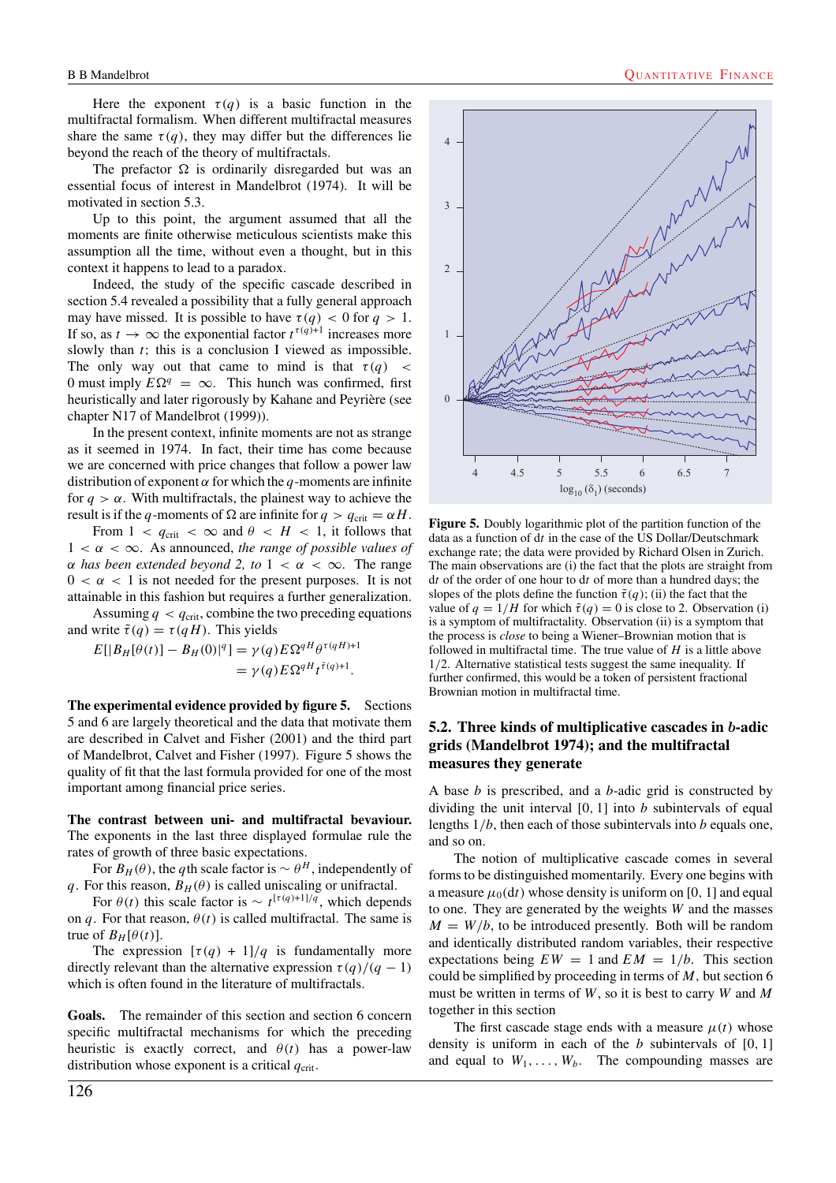Here the exponent $\tau(q)$ is a basic function in the multifractal formalism. When different multifractal measures share the same $\tau(q)$, they may differ but the differences lie beyond the reach of the theory of multifractals.

The prefactor $\Omega$ is ordinarily disregarded but was an essential focus of interest in Mandelbrot (1974). It will be motivated in section 5.3.

Up to this point, the argument assumed that all the moments are finite otherwise meticulous scientists make this assumption all the time, without even a thought, but in this context it happens to lead to a paradox.

Indeed, the study of the specific cascade described in section 5.4 revealed a possibility that a fully general approach may have missed. It is possible to have $\tau(q) < 0$ for $q > 1$. If so, as $t \to \infty$ the exponential factor $t^{\tau(q)+1}$ increases more slowly than $t$; this is a conclusion I viewed as impossible. The only way out that came to mind is that $\tau(q) < 0$ must imply $E\Omega^q = \infty$. This hunch was confirmed, first heuristically and later rigorously by Kahane and Peyrière (see chapter N17 of Mandelbrot (1999)).

In the present context, infinite moments are not as strange as it seemed in 1974. In fact, their time has come because we are concerned with price changes that follow a power law distribution of exponent $\alpha$ for which the $q$-moments are infinite for $q > \alpha$. With multifractals, the plainest way to achieve the result is if the $q$-moments of $\Omega$ are infinite for $q > q_{\text{crit}} = \alpha H$.

From $1 < q_{\text{crit}} < \infty$ and $\theta < H < 1$, it follows that $1 < \alpha < \infty$. As announced, *the range of possible values of $\alpha$ has been extended beyond 2, to* $1 < \alpha < \infty$. The range $0 < \alpha < 1$ is not needed for the present purposes. It is not attainable in this fashion but requires a further generalization.

Assuming $q < q_{\text{crit}}$, combine the two preceding equations and write $\tilde{\tau}(q) = \tau(qH)$. This yields

$$E[|B_H[\theta(t)] - B_H(0)|^q] = \gamma(q) E\Omega^{qH} \theta^{\tau(qH)+1}$$
$$= \gamma(q) E\Omega^{qH} t^{\tilde{\tau}(q)+1}.$$

**The experimental evidence provided by figure 5.** Sections 5 and 6 are largely theoretical and the data that motivate them are described in Calvet and Fisher (2001) and the third part of Mandelbrot, Calvet and Fisher (1997). Figure 5 shows the quality of fit that the last formula provided for one of the most important among financial price series.

**The contrast between uni- and multifractal bevaviour.** The exponents in the last three displayed formulae rule the rates of growth of three basic expectations.

For $B_H(\theta)$, the $q$th scale factor is $\sim \theta^H$, independently of $q$. For this reason, $B_H(\theta)$ is called uniscaling or unifractal.

For $\theta(t)$ this scale factor is $\sim t^{[\tau(q)+1]/q}$, which depends on $q$. For that reason, $\theta(t)$ is called multifractal. The same is true of $B_H[\theta(t)]$.

The expression $[\tau(q) + 1]/q$ is fundamentally more directly relevant than the alternative expression $\tau(q)/(q - 1)$ which is often found in the literature of multifractals.

**Goals.** The remainder of this section and section 6 concern specific multifractal mechanisms for which the preceding heuristic is exactly correct, and $\theta(t)$ has a power-law distribution whose exponent is a critical $q_{\text{crit}}$.

**Figure 5.** Doubly logarithmic plot of the partition function of the data as a function of d$t$ in the case of the US Dollar/Deutschmark exchange rate; the data were provided by Richard Olsen in Zurich. The main observations are (i) the fact that the plots are straight from d$t$ of the order of one hour to d$t$ of more than a hundred days; the slopes of the plots define the function $\tilde{\tau}(q)$; (ii) the fact that the value of $q = 1/H$ for which $\tilde{\tau}(q) = 0$ is close to 2. Observation (i) is a symptom of multifractality. Observation (ii) is a symptom that the process is *close* to being a Wiener–Brownian motion that is followed in multifractal time. The true value of $H$ is a little above 1/2. Alternative statistical tests suggest the same inequality. If further confirmed, this would be a token of persistent fractional Brownian motion in multifractal time.

## 5.2. Three kinds of multiplicative cascades in $b$-adic grids (Mandelbrot 1974); and the multifractal measures they generate

A base $b$ is prescribed, and a $b$-adic grid is constructed by dividing the unit interval $[0, 1]$ into $b$ subintervals of equal lengths $1/b$, then each of those subintervals into $b$ equals one, and so on.

The notion of multiplicative cascade comes in several forms to be distinguished momentarily. Every one begins with a measure $\mu_0(\mathrm{d}t)$ whose density is uniform on $[0, 1]$ and equal to one. They are generated by the weights $W$ and the masses $M = W/b$, to be introduced presently. Both will be random and identically distributed random variables, their respective expectations being $EW = 1$ and $EM = 1/b$. This section could be simplified by proceeding in terms of $M$, but section 6 must be written in terms of $W$, so it is best to carry $W$ and $M$ together in this section

The first cascade stage ends with a measure $\mu(t)$ whose density is uniform in each of the $b$ subintervals of $[0, 1]$ and equal to $W_1, \ldots, W_b$. The compounding masses are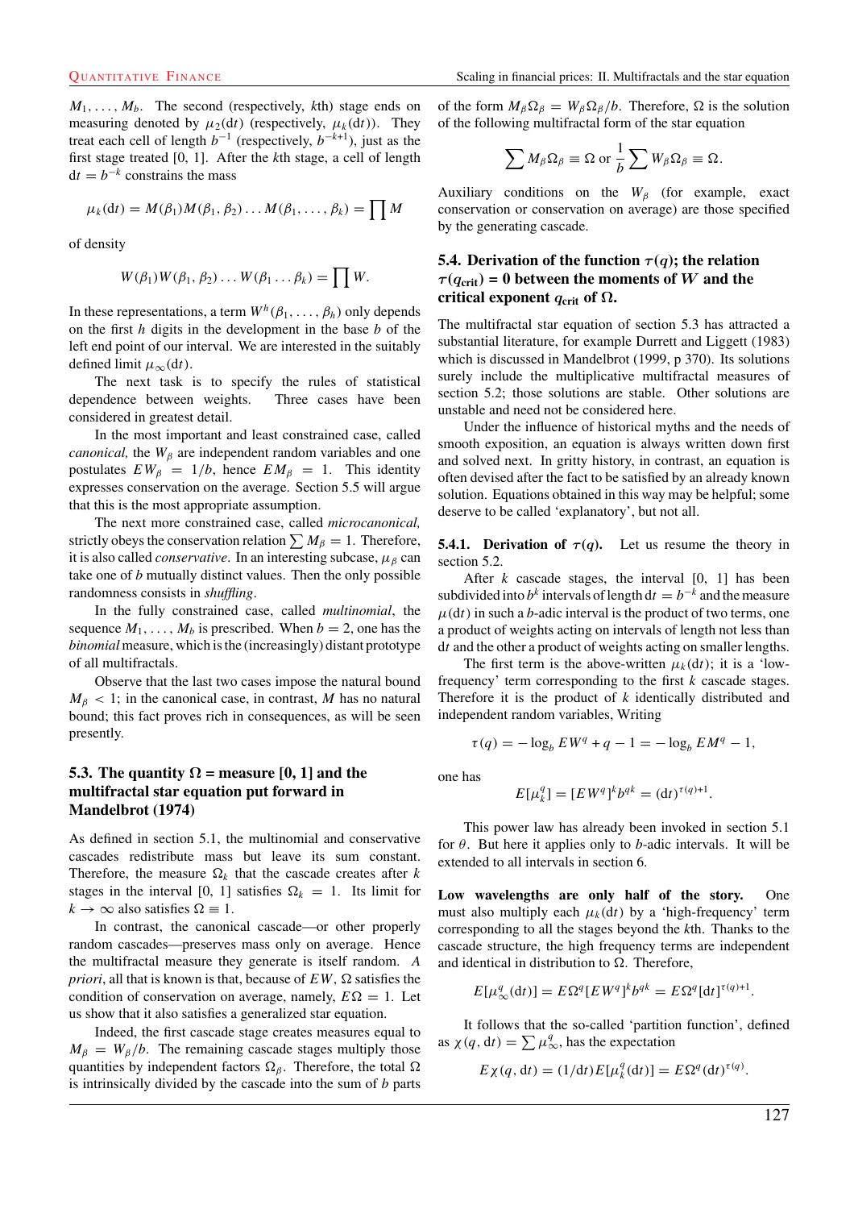$M_1, \ldots, M_b$. The second (respectively, $k$th) stage ends on measuring denoted by $\mu_2(\mathrm{d}t)$ (respectively, $\mu_k(\mathrm{d}t)$). They treat each cell of length $b^{-1}$ (respectively, $b^{-k+1}$), just as the first stage treated [0, 1]. After the $k$th stage, a cell of length $\mathrm{d}t = b^{-k}$ constrains the mass

$$\mu_k(\mathrm{d}t) = M(\beta_1)M(\beta_1, \beta_2)\ldots M(\beta_1, \ldots, \beta_k) = \prod M$$

of density

$$W(\beta_1)W(\beta_1, \beta_2)\ldots W(\beta_1 \ldots \beta_k) = \prod W.$$

In these representations, a term $W^h(\beta_1, \ldots, \beta_h)$ only depends on the first $h$ digits in the development in the base $b$ of the left end point of our interval. We are interested in the suitably defined limit $\mu_\infty(\mathrm{d}t)$.

The next task is to specify the rules of statistical dependence between weights. Three cases have been considered in greatest detail.

In the most important and least constrained case, called *canonical,* the $W_\beta$ are independent random variables and one postulates $EW_\beta = 1/b$, hence $EM_\beta = 1$. This identity expresses conservation on the average. Section 5.5 will argue that this is the most appropriate assumption.

The next more constrained case, called *microcanonical,* strictly obeys the conservation relation $\sum M_\beta = 1$. Therefore, it is also called *conservative*. In an interesting subcase, $\mu_\beta$ can take one of $b$ mutually distinct values. Then the only possible randomness consists in *shuffling*.

In the fully constrained case, called *multinomial*, the sequence $M_1, \ldots, M_b$ is prescribed. When $b = 2$, one has the *binomial* measure, which is the (increasingly) distant prototype of all multifractals.

Observe that the last two cases impose the natural bound $M_\beta < 1$; in the canonical case, in contrast, $M$ has no natural bound; this fact proves rich in consequences, as will be seen presently.

## 5.3. The quantity $\Omega$ = measure [0, 1] and the multifractal star equation put forward in Mandelbrot (1974)

As defined in section 5.1, the multinomial and conservative cascades redistribute mass but leave its sum constant. Therefore, the measure $\Omega_k$ that the cascade creates after $k$ stages in the interval [0, 1] satisfies $\Omega_k = 1$. Its limit for $k \to \infty$ also satisfies $\Omega \equiv 1$.

In contrast, the canonical cascade—or other properly random cascades—preserves mass only on average. Hence the multifractal measure they generate is itself random. *A priori*, all that is known is that, because of $EW$, $\Omega$ satisfies the condition of conservation on average, namely, $E\Omega = 1$. Let us show that it also satisfies a generalized star equation.

Indeed, the first cascade stage creates measures equal to $M_\beta = W_\beta/b$. The remaining cascade stages multiply those quantities by independent factors $\Omega_\beta$. Therefore, the total $\Omega$ is intrinsically divided by the cascade into the sum of $b$ parts of the form $M_\beta\Omega_\beta = W_\beta\Omega_\beta/b$. Therefore, $\Omega$ is the solution of the following multifractal form of the star equation

$$\sum M_\beta\Omega_\beta \equiv \Omega \text{ or } \frac{1}{b}\sum W_\beta\Omega_\beta \equiv \Omega.$$

Auxiliary conditions on the $W_\beta$ (for example, exact conservation or conservation on average) are those specified by the generating cascade.

## 5.4. Derivation of the function $\tau(q)$; the relation $\tau(q_{\text{crit}}) = 0$ between the moments of $W$ and the critical exponent $q_{\text{crit}}$ of $\Omega$.

The multifractal star equation of section 5.3 has attracted a substantial literature, for example Durrett and Liggett (1983) which is discussed in Mandelbrot (1999, p 370). Its solutions surely include the multiplicative multifractal measures of section 5.2; those solutions are stable. Other solutions are unstable and need not be considered here.

Under the influence of historical myths and the needs of smooth exposition, an equation is always written down first and solved next. In gritty history, in contrast, an equation is often devised after the fact to be satisfied by an already known solution. Equations obtained in this way may be helpful; some deserve to be called 'explanatory', but not all.

**5.4.1. Derivation of $\tau(q)$.** Let us resume the theory in section 5.2.

After $k$ cascade stages, the interval [0, 1] has been subdivided into $b^k$ intervals of length $\mathrm{d}t = b^{-k}$ and the measure $\mu(\mathrm{d}t)$ in such a $b$-adic interval is the product of two terms, one a product of weights acting on intervals of length not less than $\mathrm{d}t$ and the other a product of weights acting on smaller lengths.

The first term is the above-written $\mu_k(\mathrm{d}t)$; it is a 'low-frequency' term corresponding to the first $k$ cascade stages. Therefore it is the product of $k$ identically distributed and independent random variables, Writing

$$\tau(q) = -\log_b EW^q + q - 1 = -\log_b EM^q - 1,$$

one has

$$E[\mu_k^q] = [EW^q]^k b^{qk} = (\mathrm{d}t)^{\tau(q)+1}.$$

This power law has already been invoked in section 5.1 for $\theta$. But here it applies only to $b$-adic intervals. It will be extended to all intervals in section 6.

**Low wavelengths are only half of the story.** One must also multiply each $\mu_k(\mathrm{d}t)$ by a 'high-frequency' term corresponding to all the stages beyond the $k$th. Thanks to the cascade structure, the high frequency terms are independent and identical in distribution to $\Omega$. Therefore,

$$E[\mu_\infty^q(\mathrm{d}t)] = E\Omega^q[EW^q]^k b^{qk} = E\Omega^q[\mathrm{d}t]^{\tau(q)+1}.$$

It follows that the so-called 'partition function', defined as $\chi(q, \mathrm{d}t) = \sum \mu_\infty^q$, has the expectation

$$E\chi(q, \mathrm{d}t) = (1/\mathrm{d}t)E[\mu_k^q(\mathrm{d}t)] = E\Omega^q(\mathrm{d}t)^{\tau(q)}.$$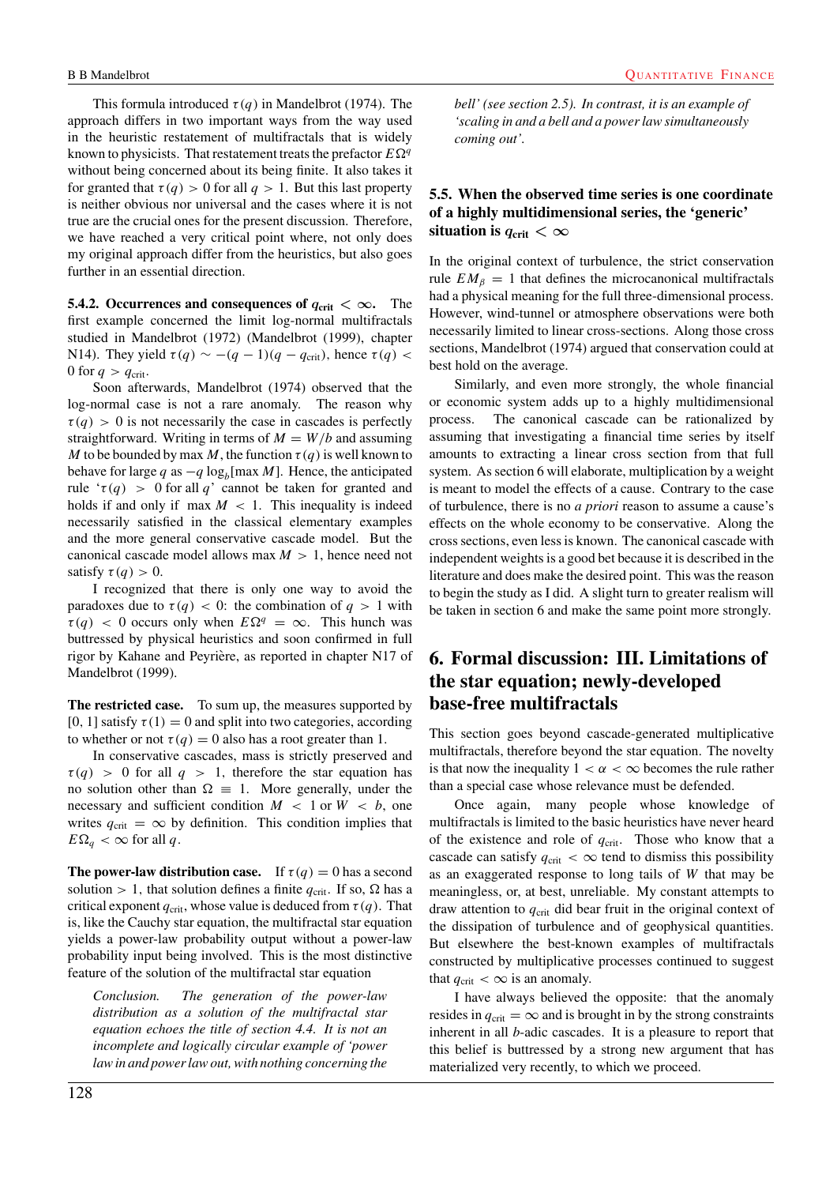This formula introduced $\tau(q)$ in Mandelbrot (1974). The approach differs in two important ways from the way used in the heuristic restatement of multifractals that is widely known to physicists. That restatement treats the prefactor $E\Omega^q$ without being concerned about its being finite. It also takes it for granted that $\tau(q) > 0$ for all $q > 1$. But this last property is neither obvious nor universal and the cases where it is not true are the crucial ones for the present discussion. Therefore, we have reached a very critical point where, not only does my original approach differ from the heuristics, but also goes further in an essential direction.

**5.4.2. Occurrences and consequences of $q_{\text{crit}} < \infty$.** The first example concerned the limit log-normal multifractals studied in Mandelbrot (1972) (Mandelbrot (1999), chapter N14). They yield $\tau(q) \sim -(q-1)(q-q_{\text{crit}})$, hence $\tau(q) < 0$ for $q > q_{\text{crit}}$.

Soon afterwards, Mandelbrot (1974) observed that the log-normal case is not a rare anomaly. The reason why $\tau(q) > 0$ is not necessarily the case in cascades is perfectly straightforward. Writing in terms of $M = W/b$ and assuming $M$ to be bounded by max $M$, the function $\tau(q)$ is well known to behave for large $q$ as $-q \log_b[\max M]$. Hence, the anticipated rule '$\tau(q) > 0$ for all $q$' cannot be taken for granted and holds if and only if $\max M < 1$. This inequality is indeed necessarily satisfied in the classical elementary examples and the more general conservative cascade model. But the canonical cascade model allows max $M > 1$, hence need not satisfy $\tau(q) > 0$.

I recognized that there is only one way to avoid the paradoxes due to $\tau(q) < 0$: the combination of $q > 1$ with $\tau(q) < 0$ occurs only when $E\Omega^q = \infty$. This hunch was buttressed by physical heuristics and soon confirmed in full rigor by Kahane and Peyrière, as reported in chapter N17 of Mandelbrot (1999).

**The restricted case.** To sum up, the measures supported by $[0, 1]$ satisfy $\tau(1) = 0$ and split into two categories, according to whether or not $\tau(q) = 0$ also has a root greater than 1.

In conservative cascades, mass is strictly preserved and $\tau(q) > 0$ for all $q > 1$, therefore the star equation has no solution other than $\Omega \equiv 1$. More generally, under the necessary and sufficient condition $M < 1$ or $W < b$, one writes $q_{\text{crit}} = \infty$ by definition. This condition implies that $E\Omega_q < \infty$ for all $q$.

**The power-law distribution case.** If $\tau(q) = 0$ has a second solution $> 1$, that solution defines a finite $q_{\text{crit}}$. If so, $\Omega$ has a critical exponent $q_{\text{crit}}$, whose value is deduced from $\tau(q)$. That is, like the Cauchy star equation, the multifractal star equation yields a power-law probability output without a power-law probability input being involved. This is the most distinctive feature of the solution of the multifractal star equation

> *Conclusion. The generation of the power-law distribution as a solution of the multifractal star equation echoes the title of section 4.4. It is not an incomplete and logically circular example of 'power law in and power law out, with nothing concerning the bell' (see section 2.5). In contrast, it is an example of 'scaling in and a bell and a power law simultaneously coming out'.*

### 5.5. When the observed time series is one coordinate of a highly multidimensional series, the 'generic' situation is $q_{\text{crit}} < \infty$

In the original context of turbulence, the strict conservation rule $EM_\beta = 1$ that defines the microcanonical multifractals had a physical meaning for the full three-dimensional process. However, wind-tunnel or atmosphere observations were both necessarily limited to linear cross-sections. Along those cross sections, Mandelbrot (1974) argued that conservation could at best hold on the average.

Similarly, and even more strongly, the whole financial or economic system adds up to a highly multidimensional process. The canonical cascade can be rationalized by assuming that investigating a financial time series by itself amounts to extracting a linear cross section from that full system. As section 6 will elaborate, multiplication by a weight is meant to model the effects of a cause. Contrary to the case of turbulence, there is no *a priori* reason to assume a cause's effects on the whole economy to be conservative. Along the cross sections, even less is known. The canonical cascade with independent weights is a good bet because it is described in the literature and does make the desired point. This was the reason to begin the study as I did. A slight turn to greater realism will be taken in section 6 and make the same point more strongly.

## 6. Formal discussion: III. Limitations of the star equation; newly-developed base-free multifractals

This section goes beyond cascade-generated multiplicative multifractals, therefore beyond the star equation. The novelty is that now the inequality $1 < \alpha < \infty$ becomes the rule rather than a special case whose relevance must be defended.

Once again, many people whose knowledge of multifractals is limited to the basic heuristics have never heard of the existence and role of $q_{\text{crit}}$. Those who know that a cascade can satisfy $q_{\text{crit}} < \infty$ tend to dismiss this possibility as an exaggerated response to long tails of $W$ that may be meaningless, or, at best, unreliable. My constant attempts to draw attention to $q_{\text{crit}}$ did bear fruit in the original context of the dissipation of turbulence and of geophysical quantities. But elsewhere the best-known examples of multifractals constructed by multiplicative processes continued to suggest that $q_{\text{crit}} < \infty$ is an anomaly.

I have always believed the opposite: that the anomaly resides in $q_{\text{crit}} = \infty$ and is brought in by the strong constraints inherent in all $b$-adic cascades. It is a pleasure to report that this belief is buttressed by a strong new argument that has materialized very recently, to which we proceed.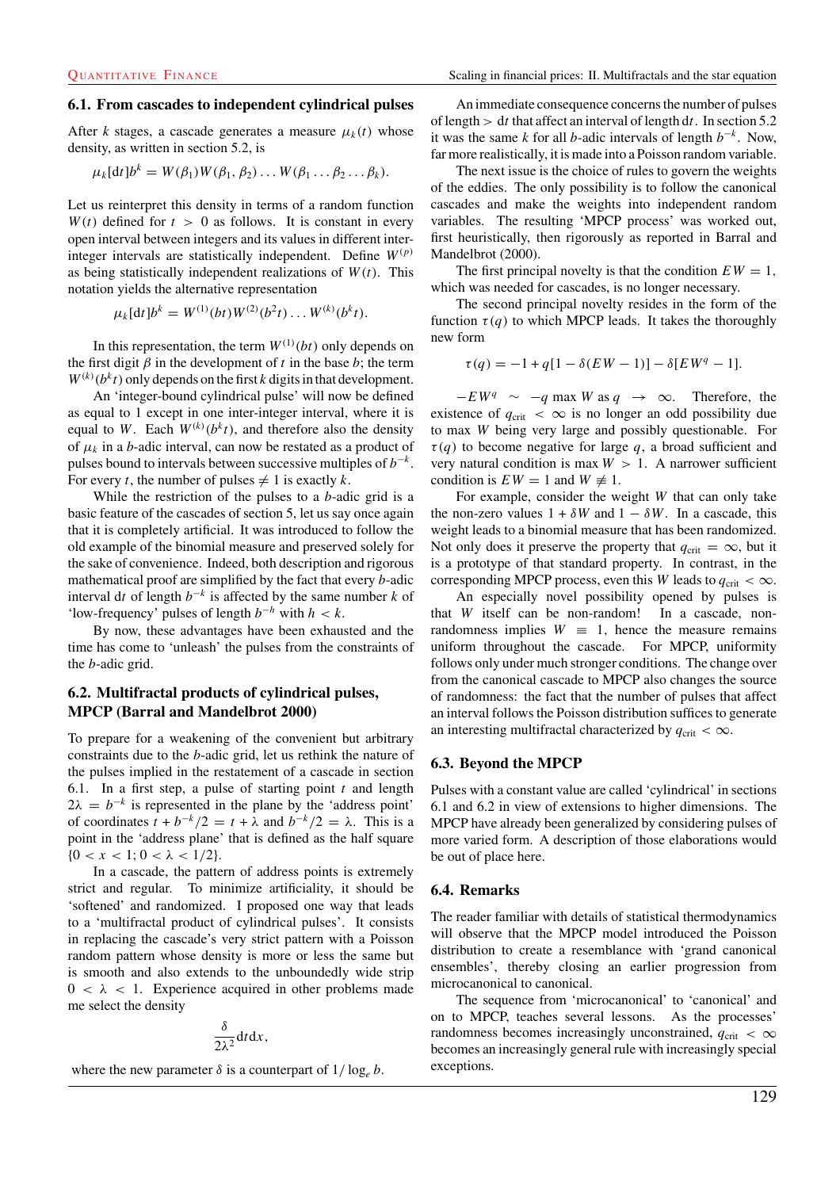### 6.1. From cascades to independent cylindrical pulses

After $k$ stages, a cascade generates a measure $\mu_k(t)$ whose density, as written in section 5.2, is

$$\mu_k[\mathrm{d}t]b^k = W(\beta_1)W(\beta_1, \beta_2)\ldots W(\beta_1 \ldots \beta_2 \ldots \beta_k).$$

Let us reinterpret this density in terms of a random function $W(t)$ defined for $t > 0$ as follows. It is constant in every open interval between integers and its values in different inter-integer intervals are statistically independent. Define $W^{(p)}$ as being statistically independent realizations of $W(t)$. This notation yields the alternative representation

$$\mu_k[\mathrm{d}t]b^k = W^{(1)}(bt)W^{(2)}(b^2t)\ldots W^{(k)}(b^kt).$$

In this representation, the term $W^{(1)}(bt)$ only depends on the first digit $\beta$ in the development of $t$ in the base $b$; the term $W^{(k)}(b^kt)$ only depends on the first $k$ digits in that development.

An 'integer-bound cylindrical pulse' will now be defined as equal to 1 except in one inter-integer interval, where it is equal to $W$. Each $W^{(k)}(b^kt)$, and therefore also the density of $\mu_k$ in a $b$-adic interval, can now be restated as a product of pulses bound to intervals between successive multiples of $b^{-k}$. For every $t$, the number of pulses $\neq 1$ is exactly $k$.

While the restriction of the pulses to a $b$-adic grid is a basic feature of the cascades of section 5, let us say once again that it is completely artificial. It was introduced to follow the old example of the binomial measure and preserved solely for the sake of convenience. Indeed, both description and rigorous mathematical proof are simplified by the fact that every $b$-adic interval $\mathrm{d}t$ of length $b^{-k}$ is affected by the same number $k$ of 'low-frequency' pulses of length $b^{-h}$ with $h < k$.

By now, these advantages have been exhausted and the time has come to 'unleash' the pulses from the constraints of the $b$-adic grid.

### 6.2. Multifractal products of cylindrical pulses, MPCP (Barral and Mandelbrot 2000)

To prepare for a weakening of the convenient but arbitrary constraints due to the $b$-adic grid, let us rethink the nature of the pulses implied in the restatement of a cascade in section 6.1. In a first step, a pulse of starting point $t$ and length $2\lambda = b^{-k}$ is represented in the plane by the 'address point' of coordinates $t + b^{-k}/2 = t + \lambda$ and $b^{-k}/2 = \lambda$. This is a point in the 'address plane' that is defined as the half square $\{0 < x < 1; 0 < \lambda < 1/2\}$.

In a cascade, the pattern of address points is extremely strict and regular. To minimize artificiality, it should be 'softened' and randomized. I proposed one way that leads to a 'multifractal product of cylindrical pulses'. It consists in replacing the cascade's very strict pattern with a Poisson random pattern whose density is more or less the same but is smooth and also extends to the unboundedly wide strip $0 < \lambda < 1$. Experience acquired in other problems made me select the density

$$\frac{\delta}{2\lambda^2}\mathrm{d}t\mathrm{d}x,$$

where the new parameter $\delta$ is a counterpart of $1/\log_e b$.

An immediate consequence concerns the number of pulses of length $> \mathrm{d}t$ that affect an interval of length $\mathrm{d}t$. In section 5.2 it was the same $k$ for all $b$-adic intervals of length $b^{-k}$. Now, far more realistically, it is made into a Poisson random variable.

The next issue is the choice of rules to govern the weights of the eddies. The only possibility is to follow the canonical cascades and make the weights into independent random variables. The resulting 'MPCP process' was worked out, first heuristically, then rigorously as reported in Barral and Mandelbrot (2000).

The first principal novelty is that the condition $EW = 1$, which was needed for cascades, is no longer necessary.

The second principal novelty resides in the form of the function $\tau(q)$ to which MPCP leads. It takes the thoroughly new form

$$\tau(q) = -1 + q[1 - \delta(EW - 1)] - \delta[EW^q - 1].$$

$-EW^q \sim -q \max W$ as $q \rightarrow \infty$. Therefore, the existence of $q_{\mathrm{crit}} < \infty$ is no longer an odd possibility due to max $W$ being very large and possibly questionable. For $\tau(q)$ to become negative for large $q$, a broad sufficient and very natural condition is max $W > 1$. A narrower sufficient condition is $EW = 1$ and $W \not\equiv 1$.

For example, consider the weight $W$ that can only take the non-zero values $1 + \delta W$ and $1 - \delta W$. In a cascade, this weight leads to a binomial measure that has been randomized. Not only does it preserve the property that $q_{\mathrm{crit}} = \infty$, but it is a prototype of that standard property. In contrast, in the corresponding MPCP process, even this $W$ leads to $q_{\mathrm{crit}} < \infty$.

An especially novel possibility opened by pulses is that $W$ itself can be non-random! In a cascade, non-randomness implies $W \equiv 1$, hence the measure remains uniform throughout the cascade. For MPCP, uniformity follows only under much stronger conditions. The change over from the canonical cascade to MPCP also changes the source of randomness: the fact that the number of pulses that affect an interval follows the Poisson distribution suffices to generate an interesting multifractal characterized by $q_{\mathrm{crit}} < \infty$.

### 6.3. Beyond the MPCP

Pulses with a constant value are called 'cylindrical' in sections 6.1 and 6.2 in view of extensions to higher dimensions. The MPCP have already been generalized by considering pulses of more varied form. A description of those elaborations would be out of place here.

### 6.4. Remarks

The reader familiar with details of statistical thermodynamics will observe that the MPCP model introduced the Poisson distribution to create a resemblance with 'grand canonical ensembles', thereby closing an earlier progression from microcanonical to canonical.

The sequence from 'microcanonical' to 'canonical' and on to MPCP, teaches several lessons. As the processes' randomness becomes increasingly unconstrained, $q_{\mathrm{crit}} < \infty$ becomes an increasingly general rule with increasingly special exceptions.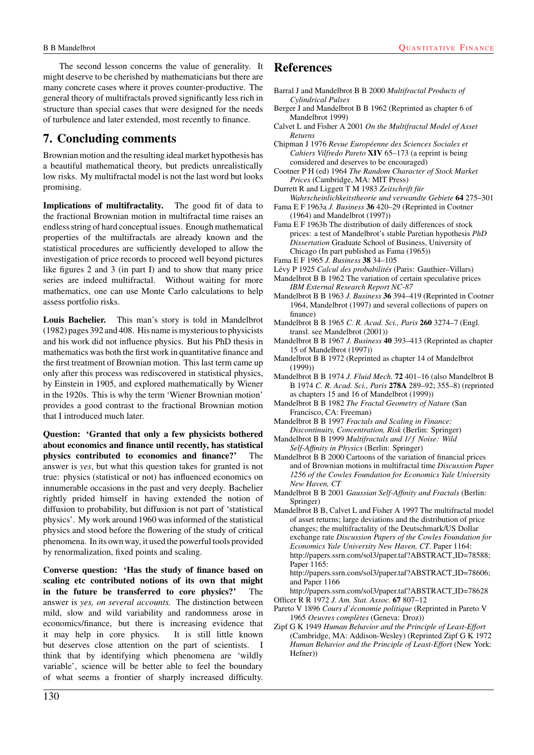The second lesson concerns the value of generality. It might deserve to be cherished by mathematicians but there are many concrete cases where it proves counter-productive. The general theory of multifractals proved significantly less rich in structure than special cases that were designed for the needs of turbulence and later extended, most recently to finance.

## 7. Concluding comments

Brownian motion and the resulting ideal market hypothesis has a beautiful mathematical theory, but predicts unrealistically low risks. My multifractal model is not the last word but looks promising.

**Implications of multifractality.** The good fit of data to the fractional Brownian motion in multifractal time raises an endless string of hard conceptual issues. Enough mathematical properties of the multifractals are already known and the statistical procedures are sufficiently developed to allow the investigation of price records to proceed well beyond pictures like figures 2 and 3 (in part I) and to show that many price series are indeed multifractal. Without waiting for more mathematics, one can use Monte Carlo calculations to help assess portfolio risks.

**Louis Bachelier.** This man's story is told in Mandelbrot (1982) pages 392 and 408. His name is mysterious to physicists and his work did not influence physics. But his PhD thesis in mathematics was both the first work in quantitative finance and the first treatment of Brownian motion. This last term came up only after this process was rediscovered in statistical physics, by Einstein in 1905, and explored mathematically by Wiener in the 1920s. This is why the term 'Wiener Brownian motion' provides a good contrast to the fractional Brownian motion that I introduced much later.

**Question: 'Granted that only a few physicists bothered about economics and finance until recently, has statistical physics contributed to economics and finance?'** The answer is *yes*, but what this question takes for granted is not true: physics (statistical or not) has influenced economics on innumerable occasions in the past and very deeply. Bachelier rightly prided himself in having extended the notion of diffusion to probability, but diffusion is not part of 'statistical physics'. My work around 1960 was informed of the statistical physics and stood before the flowering of the study of critical phenomena. In its own way, it used the powerful tools provided by renormalization, fixed points and scaling.

**Converse question: 'Has the study of finance based on scaling etc contributed notions of its own that might in the future be transferred to core physics?'** The answer is *yes, on several accounts.* The distinction between mild, slow and wild variability and randomness arose in economics/finance, but there is increasing evidence that it may help in core physics. It is still little known but deserves close attention on the part of scientists. I think that by identifying which phenomena are 'wildly variable', science will be better able to feel the boundary of what seems a frontier of sharply increased difficulty.

## References

Barral J and Mandelbrot B B 2000 *Multifractal Products of Cylindrical Pulses*

Berger J and Mandelbrot B B 1962 (Reprinted as chapter 6 of Mandelbrot 1999)

Calvet L and Fisher A 2001 *On the Multifractal Model of Asset Returns*

Chipman J 1976 *Revue Européenne des Sciences Sociales et Cahiers Vilfredo Pareto* **XIV** 65–173 (a reprint is being considered and deserves to be encouraged)

Cootner P H (ed) 1964 *The Random Character of Stock Market Prices* (Cambridge, MA: MIT Press)

Durrett R and Liggett T M 1983 *Zeitschrift für Wahrscheinlichkeitstheorie und verwandte Gebiete* **64** 275–301

Fama E F 1963a *J. Business* **36** 420–29 (Reprinted in Cootner (1964) and Mandelbrot (1997))

Fama E F 1963b The distribution of daily differences of stock prices: a test of Mandelbrot's stable Paretian hypothesis *PhD Dissertation* Graduate School of Business, University of Chicago (In part published as Fama (1965))

Fama E F 1965 *J. Business* **38** 34–105

Lévy P 1925 *Calcul des probabilités* (Paris: Gauthier–Villars)

Mandelbrot B B 1962 The variation of certain speculative prices *IBM External Research Report NC-87*

Mandelbrot B B 1963 *J. Business* **36** 394–419 (Reprinted in Cootner 1964, Mandelbrot (1997) and several collections of papers on finance)

Mandelbrot B B 1965 *C. R. Acad. Sci., Paris* **260** 3274–7 (Engl. transl. see Mandelbrot (2001))

Mandelbrot B B 1967 *J. Business* **40** 393–413 (Reprinted as chapter 15 of Mandelbrot (1997))

Mandelbrot B B 1972 (Reprinted as chapter 14 of Mandelbrot (1999))

Mandelbrot B B 1974 *J. Fluid Mech.* **72** 401–16 (also Mandelbrot B B 1974 *C. R. Acad. Sci., Paris* **278A** 289–92; 355–8) (reprinted as chapters 15 and 16 of Mandelbrot (1999))

Mandelbrot B B 1982 *The Fractal Geometry of Nature* (San Francisco, CA: Freeman)

Mandelbrot B B 1997 *Fractals and Scaling in Finance: Discontinuity, Concentration, Risk* (Berlin: Springer)

Mandelbrot B B 1999 *Multifractals and 1/f Noise: Wild Self-Affinity in Physics* (Berlin: Springer)

Mandelbrot B B 2000 Cartoons of the variation of financial prices and of Brownian motions in multifractal time *Discussion Paper 1256 of the Cowles Foundation for Economics Yale University New Haven, CT*

Mandelbrot B B 2001 *Gaussian Self-Affinity and Fractals* (Berlin: Springer)

Mandelbrot B B, Calvet L and Fisher A 1997 The multifractal model of asset returns; large deviations and the distribution of price changes; the multifractality of the Deutschmark/US Dollar exchange rate *Discussion Papers of the Cowles Foundation for Economics Yale University New Haven, CT*. Paper 1164: http://papers.ssrn.com/sol3/paper.taf?ABSTRACT_ID=78588; Paper 1165: http://papers.ssrn.com/sol3/paper.taf?ABSTRACT_ID=78606; and Paper 1166 http://papers.ssrn.com/sol3/paper.taf?ABSTRACT_ID=78628

Officer R R 1972 *J. Am. Stat. Assoc.* **67** 807–12

Pareto V 1896 *Cours d'économie politique* (Reprinted in Pareto V 1965 *Oeuvres complètes* (Geneva: Droz))

Zipf G K 1949 *Human Behavior and the Principle of Least-Effort* (Cambridge, MA: Addison-Wesley) (Reprinted Zipf G K 1972 *Human Behavior and the Principle of Least-Effort* (New York: Hefner))